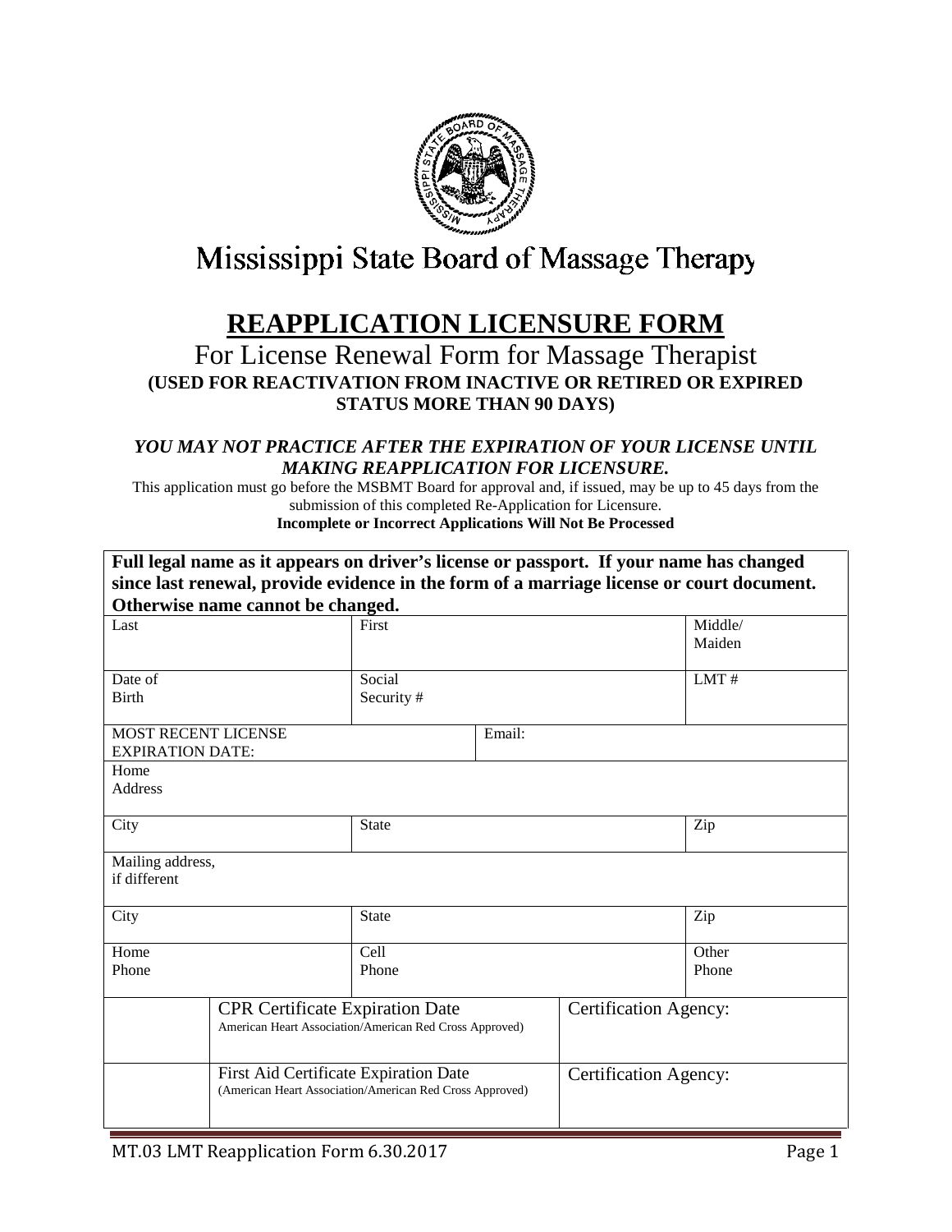# Mississippi State Board of Massage Therapy

## REAPPLICATION LICENSURE FORM

### For License Renewal Form for Massage Therapist

**(USED FOR REACTIVATION FROM INACTIVE OR RETIRED OR EXPIRED STATUS MORE THAN 90 DAYS)**

***YOU MAY NOT PRACTICE AFTER THE EXPIRATION OF YOUR LICENSE UNTIL MAKING REAPPLICATION FOR LICENSURE.***

This application must go before the MSBMT Board for approval and, if issued, may be up to 45 days from the submission of this completed Re-Application for Licensure.

**Incomplete or Incorrect Applications Will Not Be Processed**

**Full legal name as it appears on driver's license or passport. If your name has changed since last renewal, provide evidence in the form of a marriage license or court document. Otherwise name cannot be changed.**

| Last | First | Middle/ Maiden |
|---|---|---|
| Date of Birth | Social Security # | LMT # |
| MOST RECENT LICENSE EXPIRATION DATE: | Email: | |
| Home Address | | |
| City | State | Zip |
| Mailing address, if different | | |
| City | State | Zip |
| Home Phone | Cell Phone | Other Phone |

| | Certificate | Certification Agency |
|---|---|---|
| | CPR Certificate Expiration Date<br>American Heart Association/American Red Cross Approved) | Certification Agency: |
| | First Aid Certificate Expiration Date<br>(American Heart Association/American Red Cross Approved) | Certification Agency: |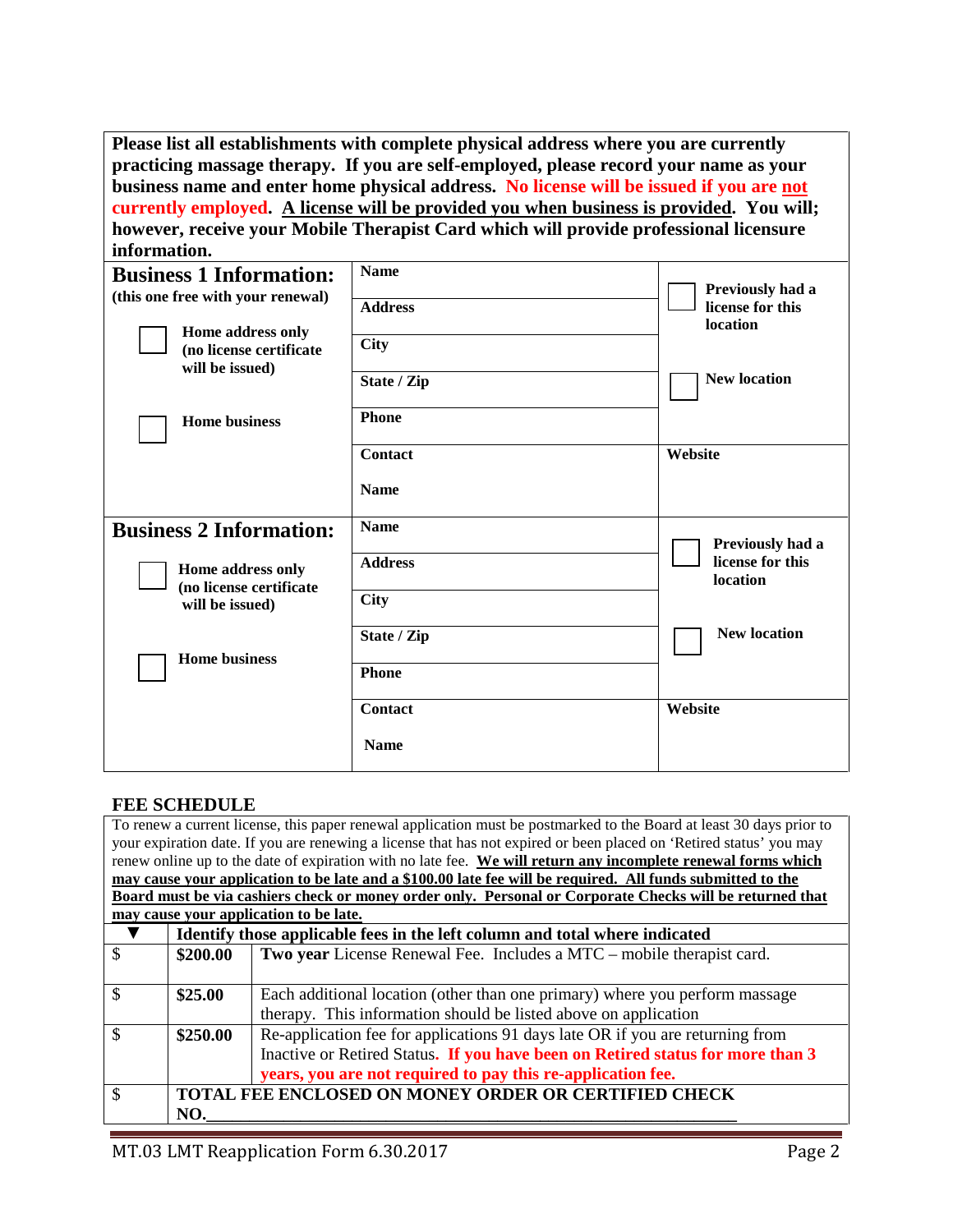**Please list all establishments with complete physical address where you are currently practicing massage therapy. If you are self-employed, please record your name as your business name and enter home physical address. No license will be issued if you are <u>not</u> currently employed. <u>A license will be provided you when business is provided</u>. You will; however, receive your Mobile Therapist Card which will provide professional licensure information.**

| **Business 1 Information:** (this one free with your renewal) | **Name** | ☐ Previously had a license for this location |
|---|---|---|
| ☐ Home address only (no license certificate will be issued) | **Address** | |
| | **City** | |
| | **State / Zip** | ☐ New location |
| ☐ Home business | **Phone** | |
| | **Contact Name** | **Website** |

| **Business 2 Information:** | **Name** | ☐ Previously had a license for this location |
|---|---|---|
| ☐ Home address only (no license certificate will be issued) | **Address** | |
| | **City** | |
| | **State / Zip** | ☐ New location |
| ☐ Home business | **Phone** | |
| | **Contact Name** | **Website** |

## FEE SCHEDULE

To renew a current license, this paper renewal application must be postmarked to the Board at least 30 days prior to your expiration date. If you are renewing a license that has not expired or been placed on 'Retired status' you may renew online up to the date of expiration with no late fee. **<u>We will return any incomplete renewal forms which may cause your application to be late and a $100.00 late fee will be required. All funds submitted to the Board must be via cashiers check or money order only. Personal or Corporate Checks will be returned that may cause your application to be late.</u>**

| ▼ | **Identify those applicable fees in the left column and total where indicated** | |
|---|---|---|
| $ | **$200.00** | **Two year** License Renewal Fee. Includes a MTC – mobile therapist card. |
| $ | **$25.00** | Each additional location (other than one primary) where you perform massage therapy. This information should be listed above on application |
| $ | **$250.00** | Re-application fee for applications 91 days late OR if you are returning from Inactive or Retired Status. **If you have been on Retired status for more than 3 years, you are not required to pay this re-application fee.** |
| $ | **TOTAL FEE ENCLOSED ON MONEY ORDER OR CERTIFIED CHECK NO.**________________________________ | |

MT.03 LMT Reapplication Form 6.30.2017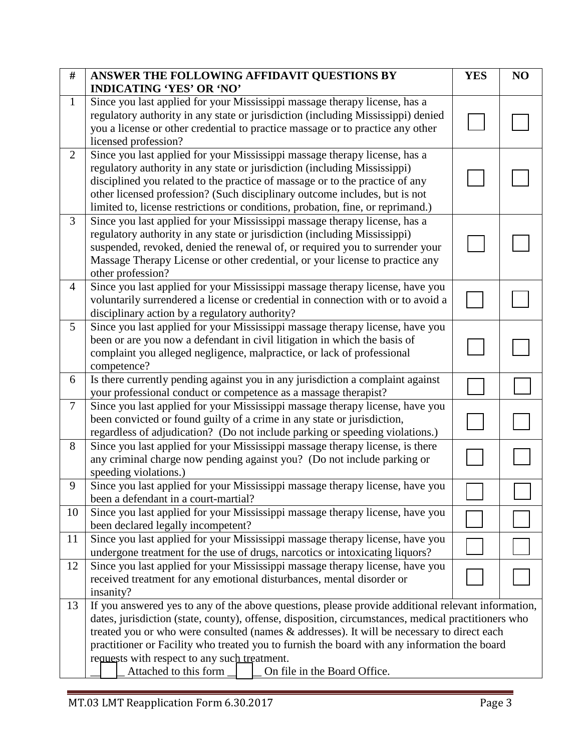| # | ANSWER THE FOLLOWING AFFIDAVIT QUESTIONS BY INDICATING 'YES' OR 'NO' | YES | NO |
|---|---|---|---|
| 1 | Since you last applied for your Mississippi massage therapy license, has a regulatory authority in any state or jurisdiction (including Mississippi) denied you a license or other credential to practice massage or to practice any other licensed profession? | ☐ | ☐ |
| 2 | Since you last applied for your Mississippi massage therapy license, has a regulatory authority in any state or jurisdiction (including Mississippi) disciplined you related to the practice of massage or to the practice of any other licensed profession? (Such disciplinary outcome includes, but is not limited to, license restrictions or conditions, probation, fine, or reprimand.) | ☐ | ☐ |
| 3 | Since you last applied for your Mississippi massage therapy license, has a regulatory authority in any state or jurisdiction (including Mississippi) suspended, revoked, denied the renewal of, or required you to surrender your Massage Therapy License or other credential, or your license to practice any other profession? | ☐ | ☐ |
| 4 | Since you last applied for your Mississippi massage therapy license, have you voluntarily surrendered a license or credential in connection with or to avoid a disciplinary action by a regulatory authority? | ☐ | ☐ |
| 5 | Since you last applied for your Mississippi massage therapy license, have you been or are you now a defendant in civil litigation in which the basis of complaint you alleged negligence, malpractice, or lack of professional competence? | ☐ | ☐ |
| 6 | Is there currently pending against you in any jurisdiction a complaint against your professional conduct or competence as a massage therapist? | ☐ | ☐ |
| 7 | Since you last applied for your Mississippi massage therapy license, have you been convicted or found guilty of a crime in any state or jurisdiction, regardless of adjudication? (Do not include parking or speeding violations.) | ☐ | ☐ |
| 8 | Since you last applied for your Mississippi massage therapy license, is there any criminal charge now pending against you? (Do not include parking or speeding violations.) | ☐ | ☐ |
| 9 | Since you last applied for your Mississippi massage therapy license, have you been a defendant in a court-martial? | ☐ | ☐ |
| 10 | Since you last applied for your Mississippi massage therapy license, have you been declared legally incompetent? | ☐ | ☐ |
| 11 | Since you last applied for your Mississippi massage therapy license, have you undergone treatment for the use of drugs, narcotics or intoxicating liquors? | ☐ | ☐ |
| 12 | Since you last applied for your Mississippi massage therapy license, have you received treatment for any emotional disturbances, mental disorder or insanity? | ☐ | ☐ |
| 13 | If you answered yes to any of the above questions, please provide additional relevant information, dates, jurisdiction (state, county), offense, disposition, circumstances, medical practitioners who treated you or who were consulted (names & addresses). It will be necessary to direct each practitioner or Facility who treated you to furnish the board with any information the board requests with respect to any such treatment.<br>☐ Attached to this form ☐ On file in the Board Office. | | |

MT.03 LMT Reapplication Form 6.30.2017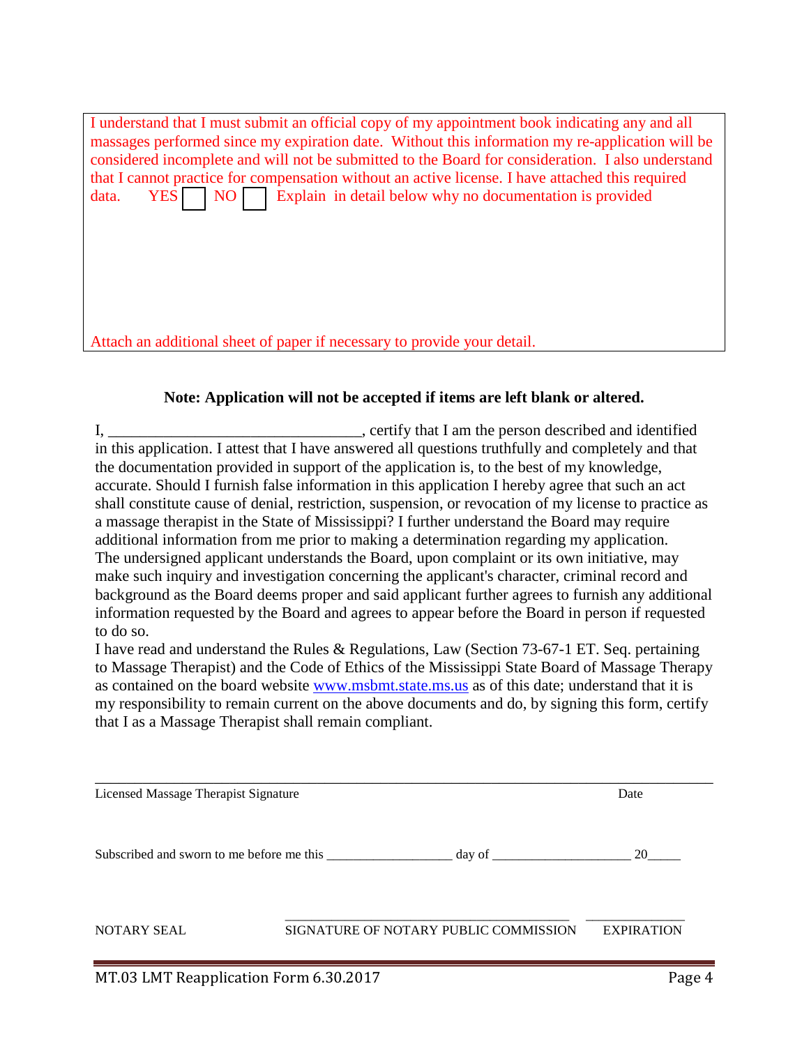I understand that I must submit an official copy of my appointment book indicating any and all massages performed since my expiration date. Without this information my re-application will be considered incomplete and will not be submitted to the Board for consideration. I also understand that I cannot practice for compensation without an active license. I have attached this required data. YES ☐ NO ☐ Explain in detail below why no documentation is provided

Attach an additional sheet of paper if necessary to provide your detail.

**Note: Application will not be accepted if items are left blank or altered.**

I, ________________________________, certify that I am the person described and identified in this application. I attest that I have answered all questions truthfully and completely and that the documentation provided in support of the application is, to the best of my knowledge, accurate. Should I furnish false information in this application I hereby agree that such an act shall constitute cause of denial, restriction, suspension, or revocation of my license to practice as a massage therapist in the State of Mississippi? I further understand the Board may require additional information from me prior to making a determination regarding my application. The undersigned applicant understands the Board, upon complaint or its own initiative, may make such inquiry and investigation concerning the applicant's character, criminal record and background as the Board deems proper and said applicant further agrees to furnish any additional information requested by the Board and agrees to appear before the Board in person if requested to do so.

I have read and understand the Rules & Regulations, Law (Section 73-67-1 ET. Seq. pertaining to Massage Therapist) and the Code of Ethics of the Mississippi State Board of Massage Therapy as contained on the board website www.msbmt.state.ms.us as of this date; understand that it is my responsibility to remain current on the above documents and do, by signing this form, certify that I as a Massage Therapist shall remain compliant.

_______________________________________________________________________________

Licensed Massage Therapist Signature                                                                                    Date

Subscribed and sworn to me before me this __________________ day of ____________________ 20_____

NOTARY SEAL          ________________________________________          ______________

                     SIGNATURE OF NOTARY PUBLIC COMMISSION          EXPIRATION

MT.03 LMT Reapplication Form 6.30.2017